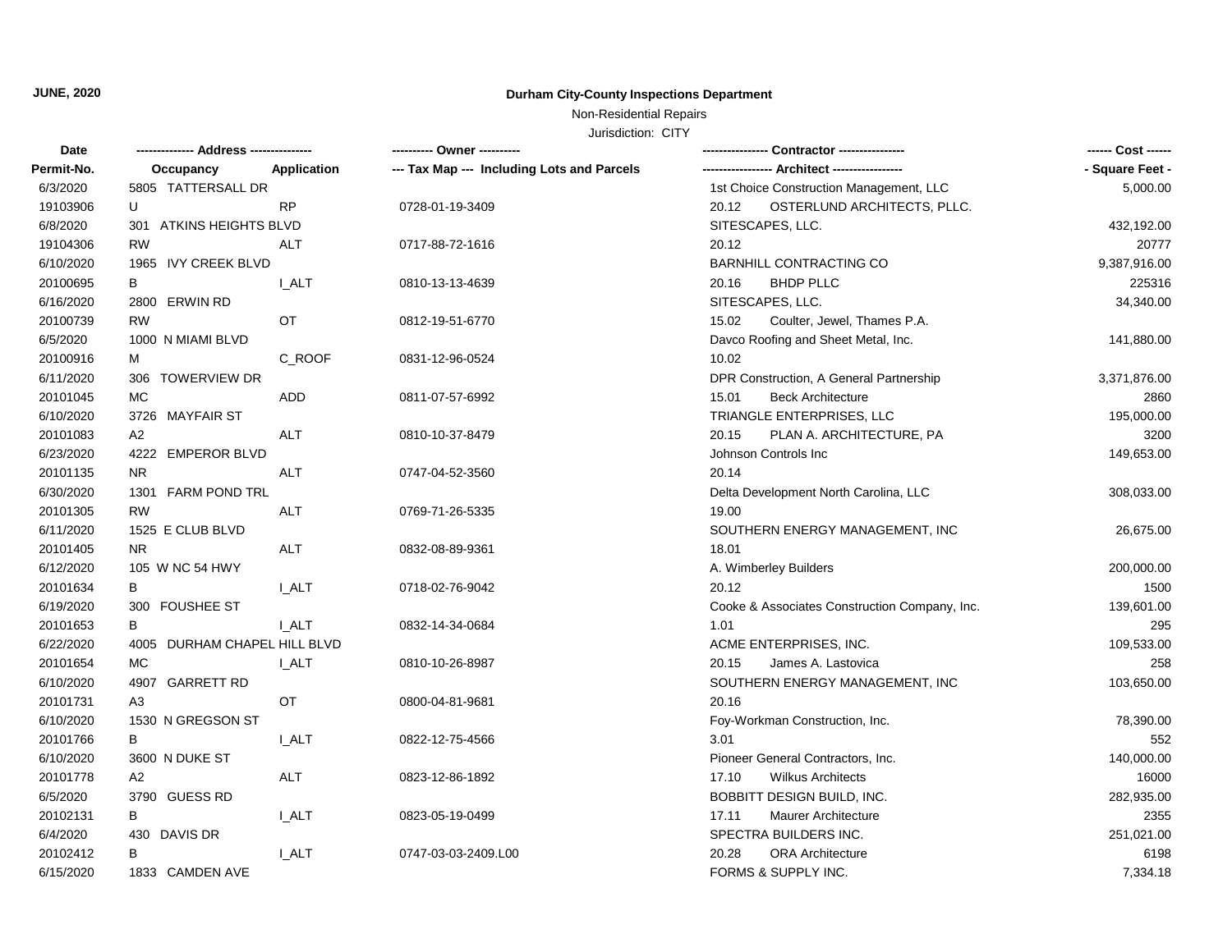**JUNE, 2020**

**Durham City-County Inspections Department**

Non-Residential Repairs

Jurisdiction: CITY

| Date / Permit-No. | Address / Occupancy | Application | Owner / Tax Map --- Including Lots and Parcels | Contractor / Architect | Cost / Square Feet |
|---|---|---|---|---|---|
| 6/3/2020 | 5805 TATTERSALL DR | | | 1st Choice Construction Management, LLC | 5,000.00 |
| 19103906 | U | RP | 0728-01-19-3409 | 20.12 OSTERLUND ARCHITECTS, PLLC. | |
| 6/8/2020 | 301 ATKINS HEIGHTS BLVD | | | SITESCAPES, LLC. | 432,192.00 |
| 19104306 | RW | ALT | 0717-88-72-1616 | 20.12 | 20777 |
| 6/10/2020 | 1965 IVY CREEK BLVD | | | BARNHILL CONTRACTING CO | 9,387,916.00 |
| 20100695 | B | I_ALT | 0810-13-13-4639 | 20.16 BHDP PLLC | 225316 |
| 6/16/2020 | 2800 ERWIN RD | | | SITESCAPES, LLC. | 34,340.00 |
| 20100739 | RW | OT | 0812-19-51-6770 | 15.02 Coulter, Jewel, Thames P.A. | |
| 6/5/2020 | 1000 N MIAMI BLVD | | | Davco Roofing and Sheet Metal, Inc. | 141,880.00 |
| 20100916 | M | C_ROOF | 0831-12-96-0524 | 10.02 | |
| 6/11/2020 | 306 TOWERVIEW DR | | | DPR Construction, A General Partnership | 3,371,876.00 |
| 20101045 | MC | ADD | 0811-07-57-6992 | 15.01 Beck Architecture | 2860 |
| 6/10/2020 | 3726 MAYFAIR ST | | | TRIANGLE ENTERPRISES, LLC | 195,000.00 |
| 20101083 | A2 | ALT | 0810-10-37-8479 | 20.15 PLAN A. ARCHITECTURE, PA | 3200 |
| 6/23/2020 | 4222 EMPEROR BLVD | | | Johnson Controls Inc | 149,653.00 |
| 20101135 | NR | ALT | 0747-04-52-3560 | 20.14 | |
| 6/30/2020 | 1301 FARM POND TRL | | | Delta Development North Carolina, LLC | 308,033.00 |
| 20101305 | RW | ALT | 0769-71-26-5335 | 19.00 | |
| 6/11/2020 | 1525 E CLUB BLVD | | | SOUTHERN ENERGY MANAGEMENT, INC | 26,675.00 |
| 20101405 | NR | ALT | 0832-08-89-9361 | 18.01 | |
| 6/12/2020 | 105 W NC 54 HWY | | | A. Wimberley Builders | 200,000.00 |
| 20101634 | B | I_ALT | 0718-02-76-9042 | 20.12 | 1500 |
| 6/19/2020 | 300 FOUSHEE ST | | | Cooke & Associates Construction Company, Inc. | 139,601.00 |
| 20101653 | B | I_ALT | 0832-14-34-0684 | 1.01 | 295 |
| 6/22/2020 | 4005 DURHAM CHAPEL HILL BLVD | | | ACME ENTERPRISES, INC. | 109,533.00 |
| 20101654 | MC | I_ALT | 0810-10-26-8987 | 20.15 James A. Lastovica | 258 |
| 6/10/2020 | 4907 GARRETT RD | | | SOUTHERN ENERGY MANAGEMENT, INC | 103,650.00 |
| 20101731 | A3 | OT | 0800-04-81-9681 | 20.16 | |
| 6/10/2020 | 1530 N GREGSON ST | | | Foy-Workman Construction, Inc. | 78,390.00 |
| 20101766 | B | I_ALT | 0822-12-75-4566 | 3.01 | 552 |
| 6/10/2020 | 3600 N DUKE ST | | | Pioneer General Contractors, Inc. | 140,000.00 |
| 20101778 | A2 | ALT | 0823-12-86-1892 | 17.10 Wilkus Architects | 16000 |
| 6/5/2020 | 3790 GUESS RD | | | BOBBITT DESIGN BUILD, INC. | 282,935.00 |
| 20102131 | B | I_ALT | 0823-05-19-0499 | 17.11 Maurer Architecture | 2355 |
| 6/4/2020 | 430 DAVIS DR | | | SPECTRA BUILDERS INC. | 251,021.00 |
| 20102412 | B | I_ALT | 0747-03-03-2409.L00 | 20.28 ORA Architecture | 6198 |
| 6/15/2020 | 1833 CAMDEN AVE | | | FORMS & SUPPLY INC. | 7,334.18 |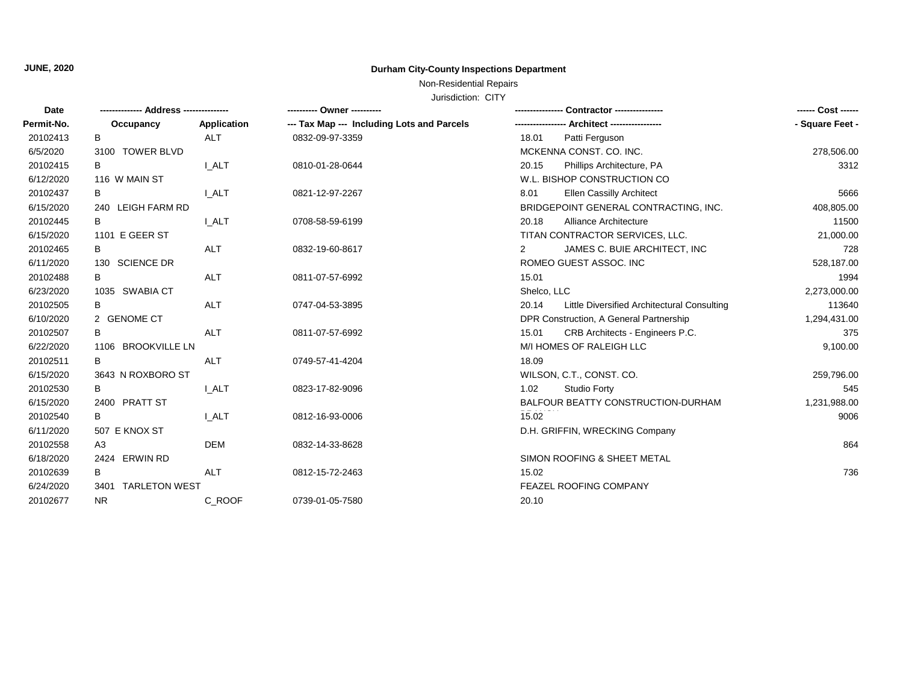**JUNE, 2020**

**Durham City-County Inspections Department**

Non-Residential Repairs

Jurisdiction: CITY

| Date | ------------- Address -------------- | | ---------- Owner ---------- | --------------- Contractor --------------- | ------ Cost ------ |
|---|---|---|---|---|---|
| **Permit-No.** | **Occupancy** | **Application** | **--- Tax Map --- Including Lots and Parcels** | **---------------- Architect ----------------** | **- Square Feet -** |
| 20102413 | B | ALT | 0832-09-97-3359 | 18.01 Patti Ferguson | |
| 6/5/2020 | 3100 TOWER BLVD | | | MCKENNA CONST. CO. INC. | 278,506.00 |
| 20102415 | B | I_ALT | 0810-01-28-0644 | 20.15 Phillips Architecture, PA | 3312 |
| 6/12/2020 | 116 W MAIN ST | | | W.L. BISHOP CONSTRUCTION CO | |
| 20102437 | B | I_ALT | 0821-12-97-2267 | 8.01 Ellen Cassilly Architect | 5666 |
| 6/15/2020 | 240 LEIGH FARM RD | | | BRIDGEPOINT GENERAL CONTRACTING, INC. | 408,805.00 |
| 20102445 | B | I_ALT | 0708-58-59-6199 | 20.18 Alliance Architecture | 11500 |
| 6/15/2020 | 1101 E GEER ST | | | TITAN CONTRACTOR SERVICES, LLC. | 21,000.00 |
| 20102465 | B | ALT | 0832-19-60-8617 | 2 JAMES C. BUIE ARCHITECT, INC | 728 |
| 6/11/2020 | 130 SCIENCE DR | | | ROMEO GUEST ASSOC. INC | 528,187.00 |
| 20102488 | B | ALT | 0811-07-57-6992 | 15.01 | 1994 |
| 6/23/2020 | 1035 SWABIA CT | | | Shelco, LLC | 2,273,000.00 |
| 20102505 | B | ALT | 0747-04-53-3895 | 20.14 Little Diversified Architectural Consulting | 113640 |
| 6/10/2020 | 2 GENOME CT | | | DPR Construction, A General Partnership | 1,294,431.00 |
| 20102507 | B | ALT | 0811-07-57-6992 | 15.01 CRB Architects - Engineers P.C. | 375 |
| 6/22/2020 | 1106 BROOKVILLE LN | | | M/I HOMES OF RALEIGH LLC | 9,100.00 |
| 20102511 | B | ALT | 0749-57-41-4204 | 18.09 | |
| 6/15/2020 | 3643 N ROXBORO ST | | | WILSON, C.T., CONST. CO. | 259,796.00 |
| 20102530 | B | I_ALT | 0823-17-82-9096 | 1.02 Studio Forty | 545 |
| 6/15/2020 | 2400 PRATT ST | | | BALFOUR BEATTY CONSTRUCTION-DURHAM | 1,231,988.00 |
| 20102540 | B | I_ALT | 0812-16-93-0006 | 15.02 | 9006 |
| 6/11/2020 | 507 E KNOX ST | | | D.H. GRIFFIN, WRECKING Company | |
| 20102558 | A3 | DEM | 0832-14-33-8628 | | 864 |
| 6/18/2020 | 2424 ERWIN RD | | | SIMON ROOFING & SHEET METAL | |
| 20102639 | B | ALT | 0812-15-72-2463 | 15.02 | 736 |
| 6/24/2020 | 3401 TARLETON WEST | | | FEAZEL ROOFING COMPANY | |
| 20102677 | NR | C_ROOF | 0739-01-05-7580 | 20.10 | |